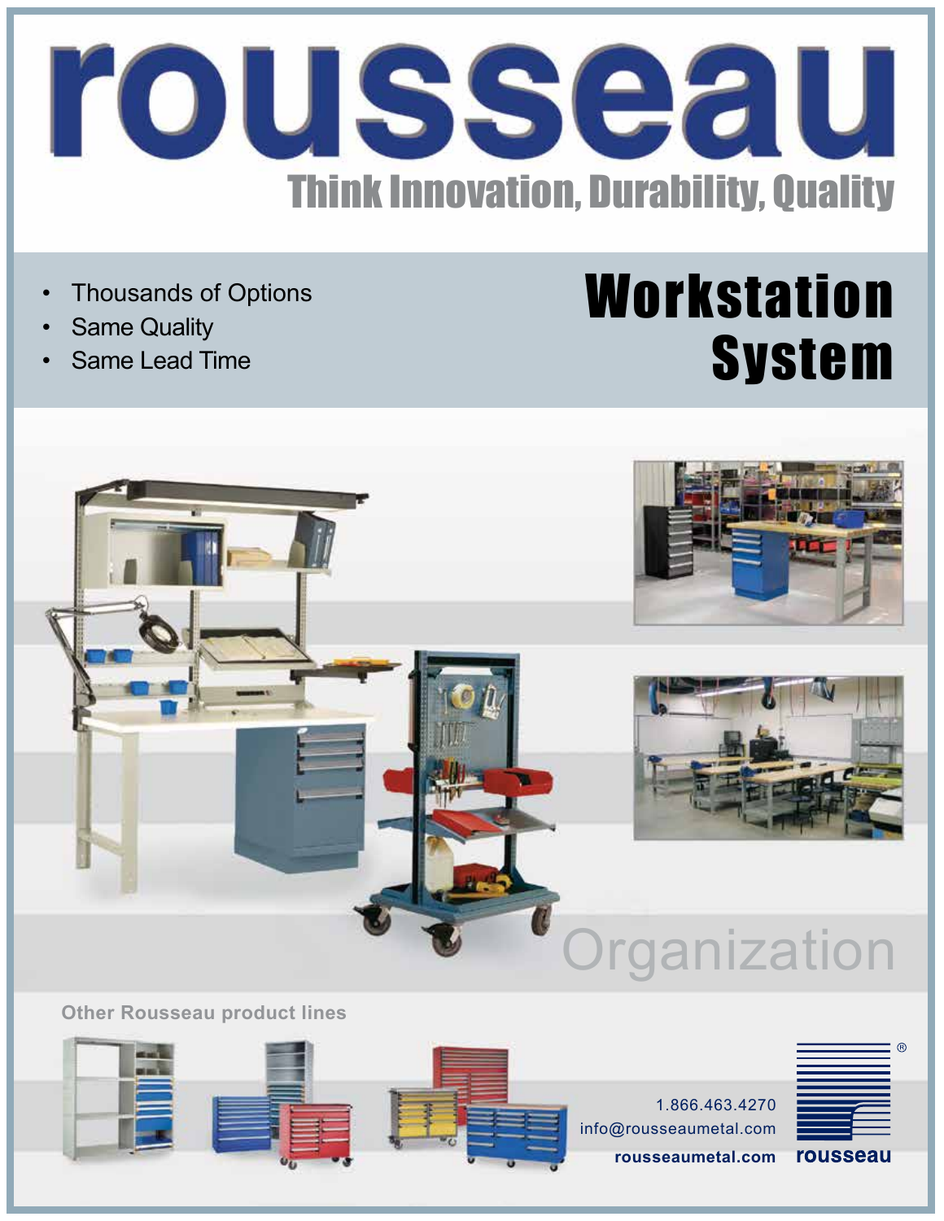# rousseau

## Think Innovation, Durability, Quality

- Thousands of Options
- Same Quality
- Same Lead Time

# Workstation System

Organization

**Other Rousseau product lines**

1.866.463.4270
info@rousseaumetal.com
**rousseaumetal.com**

rousseau®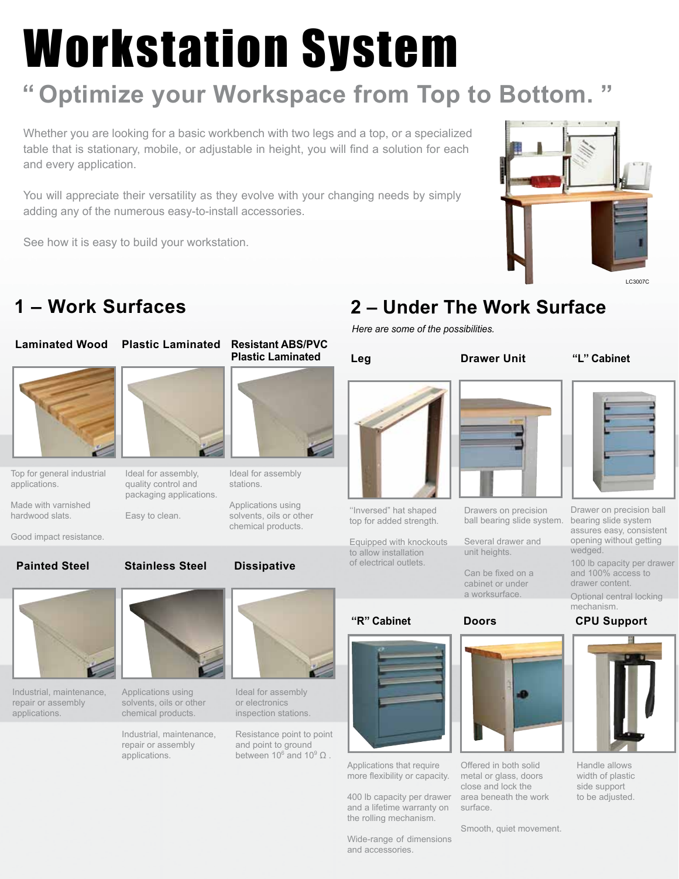# Workstation System

## "Optimize your Workspace from Top to Bottom."

Whether you are looking for a basic workbench with two legs and a top, or a specialized table that is stationary, mobile, or adjustable in height, you will find a solution for each and every application.

You will appreciate their versatility as they evolve with your changing needs by simply adding any of the numerous easy-to-install accessories.

See how it is easy to build your workstation.

LC3007C

## 1 – Work Surfaces

### Laminated Wood

Top for general industrial applications.

Made with varnished hardwood slats.

Good impact resistance.

### Plastic Laminated

Ideal for assembly, quality control and packaging applications.

Easy to clean.

### Resistant ABS/PVC Plastic Laminated

Ideal for assembly stations.

Applications using solvents, oils or other chemical products.

### Painted Steel

Industrial, maintenance, repair or assembly applications.

### Stainless Steel

Applications using solvents, oils or other chemical products.

Industrial, maintenance, repair or assembly applications.

### Dissipative

Ideal for assembly or electronics inspection stations.

Resistance point to point and point to ground between $10^6$ and $10^9$ Ω.

## 2 – Under The Work Surface

*Here are some of the possibilities.*

### Leg

"Inversed" hat shaped top for added strength.

Equipped with knockouts to allow installation of electrical outlets.

### Drawer Unit

Drawers on precision ball bearing slide system.

Several drawer and unit heights.

Can be fixed on a cabinet or under a worksurface.

### "L" Cabinet

Drawer on precision ball bearing slide system assures easy, consistent opening without getting wedged.

100 lb capacity per drawer and 100% access to drawer content.

Optional central locking mechanism.

### "R" Cabinet

Applications that require more flexibility or capacity.

400 lb capacity per drawer and a lifetime warranty on the rolling mechanism.

Wide-range of dimensions and accessories.

### Doors

Offered in both solid metal or glass, doors close and lock the work area beneath the work surface.

Smooth, quiet movement.

### CPU Support

Handle allows width of plastic side support to be adjusted.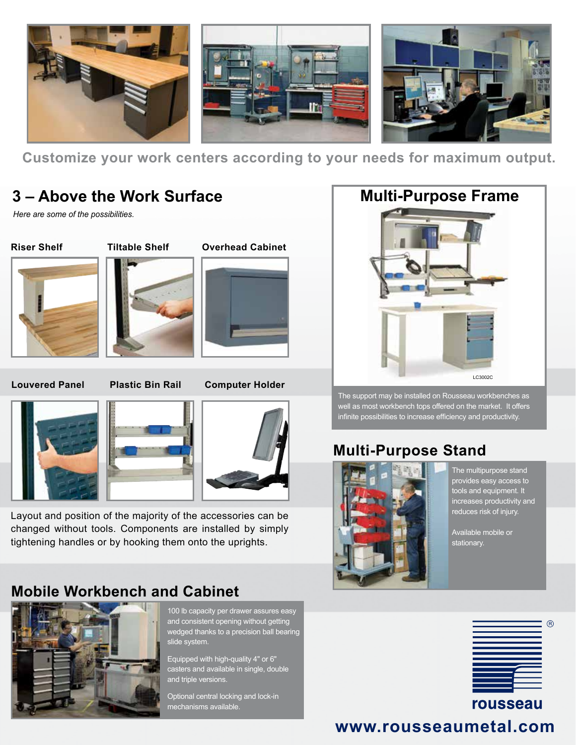Customize your work centers according to your needs for maximum output.

## 3 – Above the Work Surface

*Here are some of the possibilities.*

**Riser Shelf**

**Tiltable Shelf**

**Overhead Cabinet**

**Louvered Panel**

**Plastic Bin Rail**

**Computer Holder**

Layout and position of the majority of the accessories can be changed without tools. Components are installed by simply tightening handles or by hooking them onto the uprights.

## Multi-Purpose Frame

LC3002C

The support may be installed on Rousseau workbenches as well as most workbench tops offered on the market. It offers infinite possibilities to increase efficiency and productivity.

## Multi-Purpose Stand

The multipurpose stand provides easy access to tools and equipment. It increases productivity and reduces risk of injury.

Available mobile or stationary.

## Mobile Workbench and Cabinet

100 lb capacity per drawer assures easy and consistent opening without getting wedged thanks to a precision ball bearing slide system.

Equipped with high-quality 4" or 6" casters and available in single, double and triple versions.

Optional central locking and lock-in mechanisms available.

rousseau®

**www.rousseaumetal.com**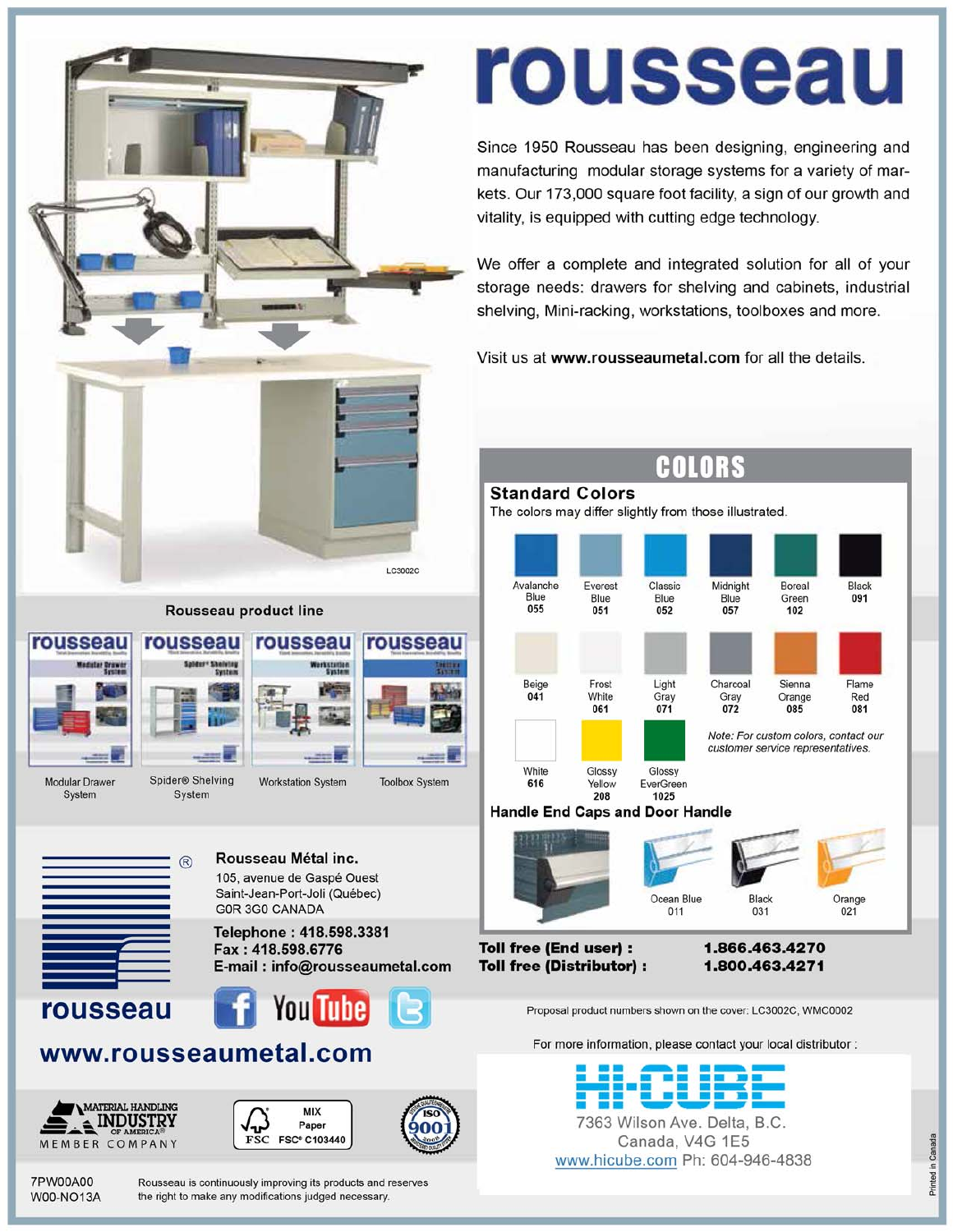# rousseau

Since 1950 Rousseau has been designing, engineering and manufacturing modular storage systems for a variety of markets. Our 173,000 square foot facility, a sign of our growth and vitality, is equipped with cutting edge technology.

We offer a complete and integrated solution for all of your storage needs: drawers for shelving and cabinets, industrial shelving, Mini-racking, workstations, toolboxes and more.

Visit us at **www.rousseaumetal.com** for all the details.

LC3002C

## Rousseau product line

Modular Drawer System

Spider® Shelving System

Workstation System

Toolbox System

## COLORS

### Standard Colors

The colors may differ slightly from those illustrated.

Avalanche Blue 055

Everest Blue 051

Classic Blue 052

Midnight Blue 057

Boreal Green 102

Black 091

Beige 041

Frost White 061

Light Gray 071

Charcoal Gray 072

Sienna Orange 085

Flame Red 081

White 616

Glossy Yellow 208

Glossy EverGreen 1025

*Note: For custom colors, contact our customer service representatives.*

### Handle End Caps and Door Handle

Ocean Blue 011

Black 031

Orange 021

**Rousseau Métal inc.**
105, avenue de Gaspé Ouest
Saint-Jean-Port-Joli (Québec)
G0R 3G0 CANADA

**Telephone : 418.598.3381**
**Fax : 418.598.6776**
**E-mail : info@rousseaumetal.com**

rousseau

**www.rousseaumetal.com**

**Toll free (End user) : 1.866.463.4270**
**Toll free (Distributor) : 1.800.463.4271**

Proposal product numbers shown on the cover: LC3002C, WMC0002

For more information, please contact your local distributor :

HI-CUBE
7363 Wilson Ave. Delta, B.C.
Canada, V4G 1E5
www.hicube.com Ph: 604-946-4838

MATERIAL HANDLING INDUSTRY OF AMERICA® MEMBER COMPANY

MIX Paper FSC FSC® C103440

ISO 9001

7PW00A00
W00-NO13A

Rousseau is continuously improving its products and reserves the right to make any modifications judged necessary.

Printed in Canada